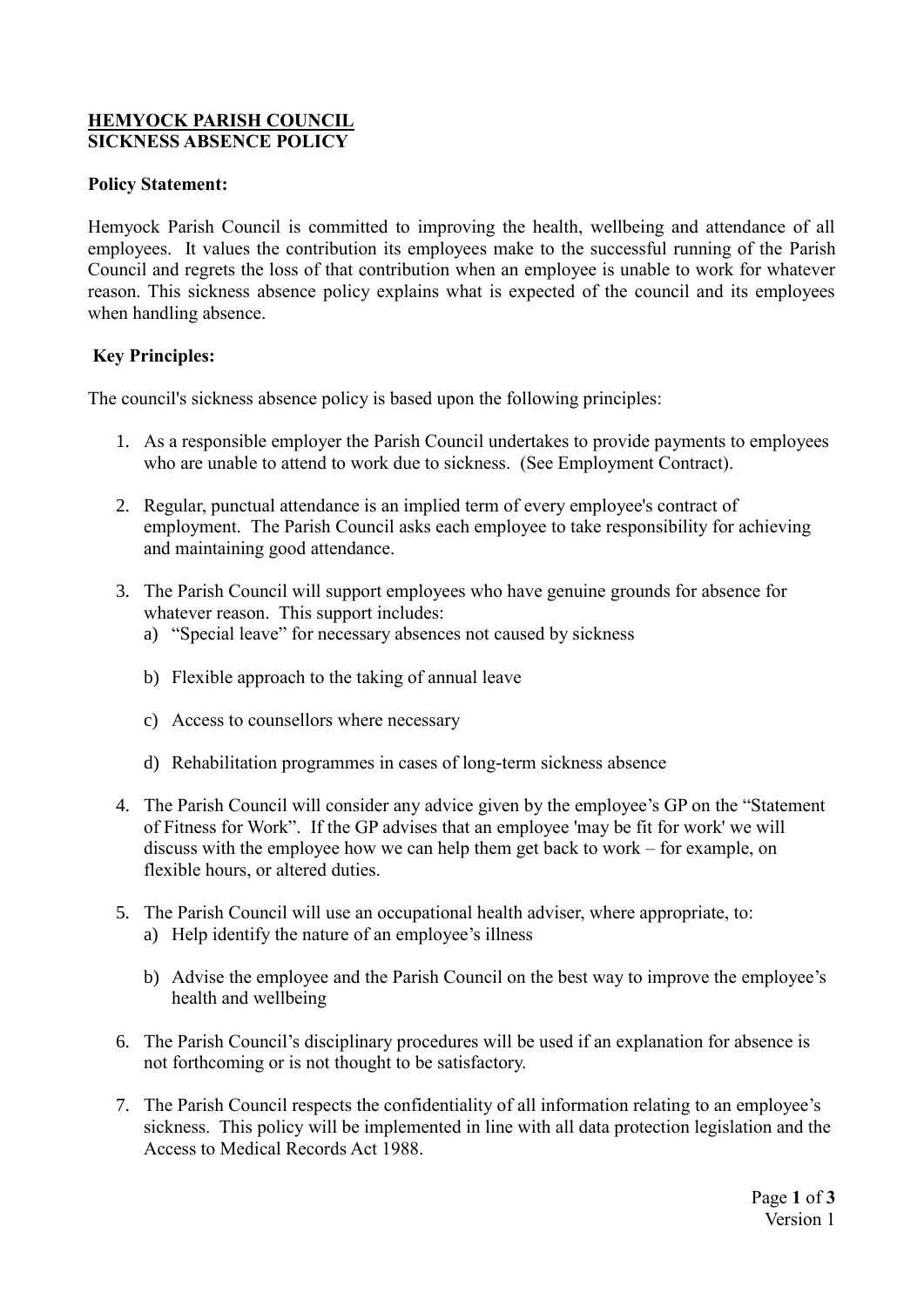# **HEMYOCK PARISH COUNCIL**
## **SICKNESS ABSENCE POLICY**

**Policy Statement:**

Hemyock Parish Council is committed to improving the health, wellbeing and attendance of all employees. It values the contribution its employees make to the successful running of the Parish Council and regrets the loss of that contribution when an employee is unable to work for whatever reason. This sickness absence policy explains what is expected of the council and its employees when handling absence.

**Key Principles:**

The council's sickness absence policy is based upon the following principles:

1. As a responsible employer the Parish Council undertakes to provide payments to employees who are unable to attend to work due to sickness. (See Employment Contract).

2. Regular, punctual attendance is an implied term of every employee's contract of employment. The Parish Council asks each employee to take responsibility for achieving and maintaining good attendance.

3. The Parish Council will support employees who have genuine grounds for absence for whatever reason. This support includes:
   a) "Special leave" for necessary absences not caused by sickness

   b) Flexible approach to the taking of annual leave

   c) Access to counsellors where necessary

   d) Rehabilitation programmes in cases of long-term sickness absence

4. The Parish Council will consider any advice given by the employee's GP on the "Statement of Fitness for Work". If the GP advises that an employee 'may be fit for work' we will discuss with the employee how we can help them get back to work – for example, on flexible hours, or altered duties.

5. The Parish Council will use an occupational health adviser, where appropriate, to:
   a) Help identify the nature of an employee's illness

   b) Advise the employee and the Parish Council on the best way to improve the employee's health and wellbeing

6. The Parish Council's disciplinary procedures will be used if an explanation for absence is not forthcoming or is not thought to be satisfactory.

7. The Parish Council respects the confidentiality of all information relating to an employee's sickness. This policy will be implemented in line with all data protection legislation and the Access to Medical Records Act 1988.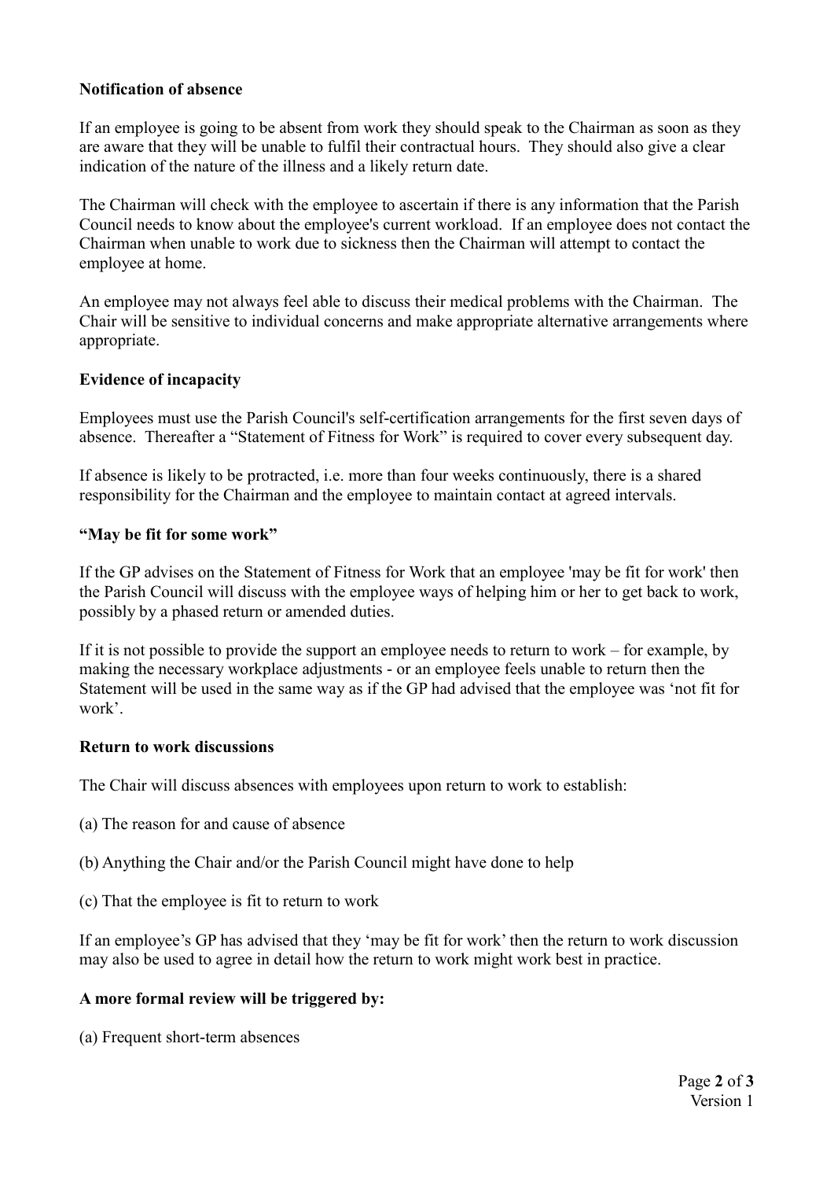### Notification of absence

If an employee is going to be absent from work they should speak to the Chairman as soon as they are aware that they will be unable to fulfil their contractual hours. They should also give a clear indication of the nature of the illness and a likely return date.

The Chairman will check with the employee to ascertain if there is any information that the Parish Council needs to know about the employee's current workload. If an employee does not contact the Chairman when unable to work due to sickness then the Chairman will attempt to contact the employee at home.

An employee may not always feel able to discuss their medical problems with the Chairman. The Chair will be sensitive to individual concerns and make appropriate alternative arrangements where appropriate.

### Evidence of incapacity

Employees must use the Parish Council's self-certification arrangements for the first seven days of absence. Thereafter a "Statement of Fitness for Work" is required to cover every subsequent day.

If absence is likely to be protracted, i.e. more than four weeks continuously, there is a shared responsibility for the Chairman and the employee to maintain contact at agreed intervals.

### "May be fit for some work"

If the GP advises on the Statement of Fitness for Work that an employee 'may be fit for work' then the Parish Council will discuss with the employee ways of helping him or her to get back to work, possibly by a phased return or amended duties.

If it is not possible to provide the support an employee needs to return to work – for example, by making the necessary workplace adjustments - or an employee feels unable to return then the Statement will be used in the same way as if the GP had advised that the employee was 'not fit for work'.

### Return to work discussions

The Chair will discuss absences with employees upon return to work to establish:

(a) The reason for and cause of absence

(b) Anything the Chair and/or the Parish Council might have done to help

(c) That the employee is fit to return to work

If an employee's GP has advised that they 'may be fit for work' then the return to work discussion may also be used to agree in detail how the return to work might work best in practice.

### A more formal review will be triggered by:

(a) Frequent short-term absences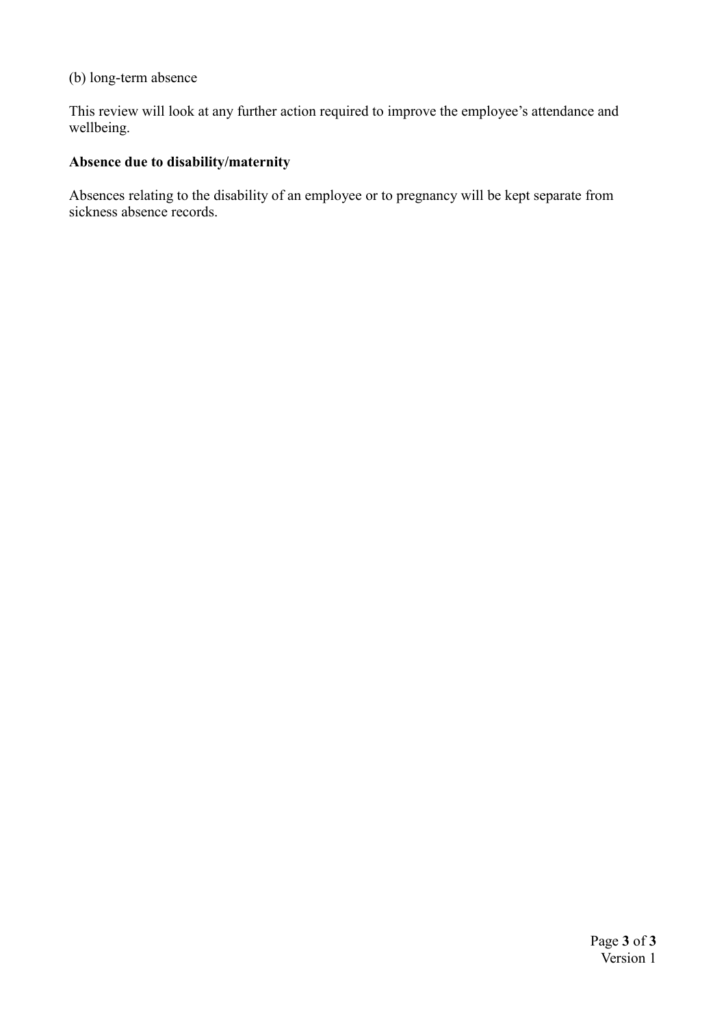(b) long-term absence

This review will look at any further action required to improve the employee's attendance and wellbeing.

**Absence due to disability/maternity**

Absences relating to the disability of an employee or to pregnancy will be kept separate from sickness absence records.